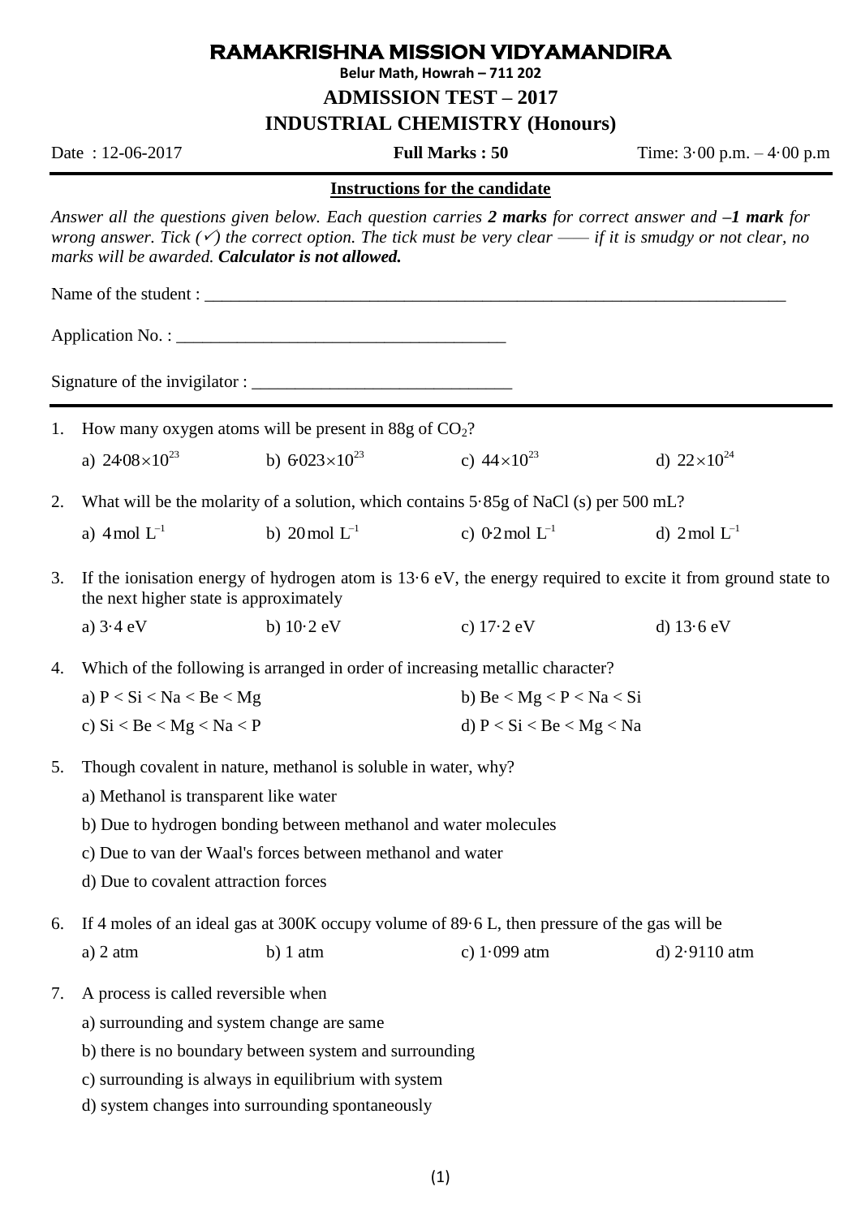# RAMAKRISHNA MISSION VIDYAMANDIRA

**Belur Math, Howrah – 711 202**

## ADMISSION TEST – 2017

## INDUSTRIAL CHEMISTRY (Honours)

Date : 12-06-2017 **Full Marks : 50** Time: 3·00 p.m. – 4·00 p.m

**Instructions for the candidate**

*Answer all the questions given below. Each question carries **2 marks** for correct answer and **–1 mark** for wrong answer. Tick (✓) the correct option. The tick must be very clear —— if it is smudgy or not clear, no marks will be awarded. **Calculator is not allowed.***

Name of the student : ______________________________________________________________________

Application No. : ______________________________________

Signature of the invigilator : ______________________________

1. How many oxygen atoms will be present in 88g of $CO_2$?

   a) $24{\cdot}08\times10^{23}$ b) $6{\cdot}023\times10^{23}$ c) $44\times10^{23}$ d) $22\times10^{24}$

2. What will be the molarity of a solution, which contains 5·85g of NaCl (s) per 500 mL?

   a) $4\,\text{mol L}^{-1}$ b) $20\,\text{mol L}^{-1}$ c) $0{\cdot}2\,\text{mol L}^{-1}$ d) $2\,\text{mol L}^{-1}$

3. If the ionisation energy of hydrogen atom is 13·6 eV, the energy required to excite it from ground state to the next higher state is approximately

   a) 3·4 eV b) 10·2 eV c) 17·2 eV d) 13·6 eV

4. Which of the following is arranged in order of increasing metallic character?

   a) P < Si < Na < Be < Mg b) Be < Mg < P < Na < Si

   c) Si < Be < Mg < Na < P d) P < Si < Be < Mg < Na

5. Though covalent in nature, methanol is soluble in water, why?

   a) Methanol is transparent like water

   b) Due to hydrogen bonding between methanol and water molecules

   c) Due to van der Waal's forces between methanol and water

   d) Due to covalent attraction forces

6. If 4 moles of an ideal gas at 300K occupy volume of 89·6 L, then pressure of the gas will be

   a) 2 atm b) 1 atm c) 1·099 atm d) 2·9110 atm

7. A process is called reversible when

   a) surrounding and system change are same

   b) there is no boundary between system and surrounding

   c) surrounding is always in equilibrium with system

   d) system changes into surrounding spontaneously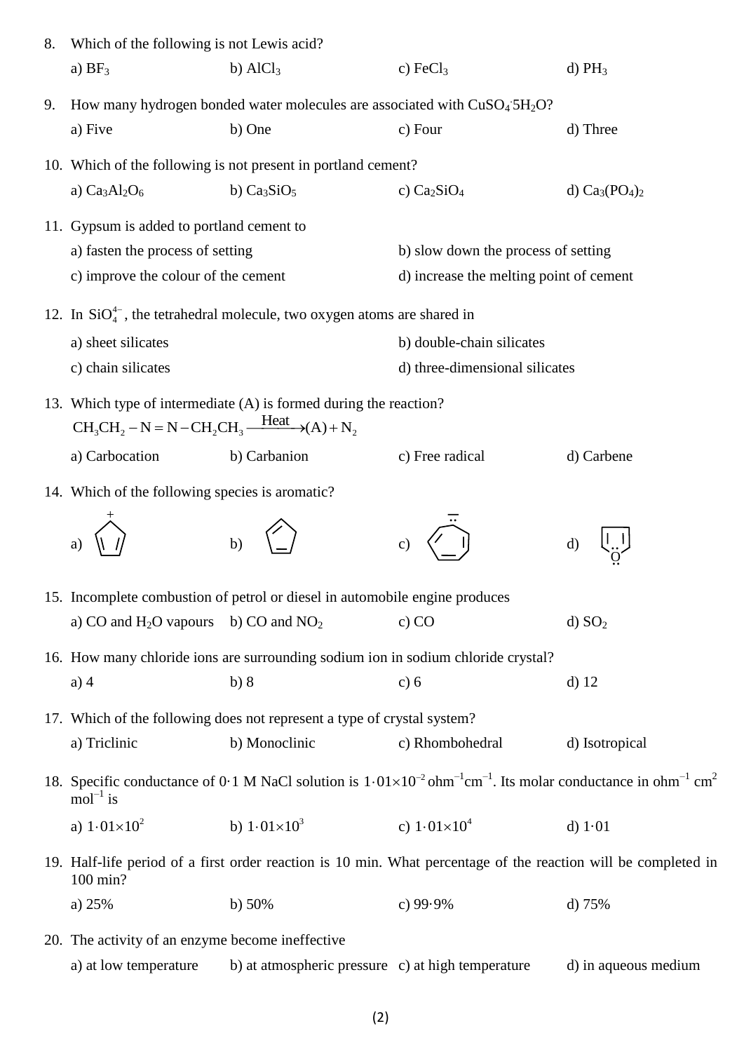8. Which of the following is not Lewis acid?

   a) $BF_3$ b) $AlCl_3$ c) $FeCl_3$ d) $PH_3$

9. How many hydrogen bonded water molecules are associated with $CuSO_4 \cdot 5H_2O$?

   a) Five b) One c) Four d) Three

10. Which of the following is not present in portland cement?

    a) $Ca_3Al_2O_6$ b) $Ca_3SiO_5$ c) $Ca_2SiO_4$ d) $Ca_3(PO_4)_2$

11. Gypsum is added to portland cement to

    a) fasten the process of setting
    b) slow down the process of setting
    c) improve the colour of the cement
    d) increase the melting point of cement

12. In $SiO_4^{4-}$, the tetrahedral molecule, two oxygen atoms are shared in

    a) sheet silicates
    b) double-chain silicates
    c) chain silicates
    d) three-dimensional silicates

13. Which type of intermediate (A) is formed during the reaction?

    $$CH_3CH_2 - N = N - CH_2CH_3 \xrightarrow{\text{Heat}} (A) + N_2$$

    a) Carbocation b) Carbanion c) Free radical d) Carbene

14. Which of the following species is aromatic?

    a) b) c) d)

15. Incomplete combustion of petrol or diesel in automobile engine produces

    a) CO and $H_2O$ vapours b) CO and $NO_2$ c) CO d) $SO_2$

16. How many chloride ions are surrounding sodium ion in sodium chloride crystal?

    a) 4 b) 8 c) 6 d) 12

17. Which of the following does not represent a type of crystal system?

    a) Triclinic b) Monoclinic c) Rhombohedral d) Isotropical

18. Specific conductance of 0·1 M NaCl solution is $1 \cdot 01 \times 10^{-2}$ ohm$^{-1}$cm$^{-1}$. Its molar conductance in ohm$^{-1}$ cm$^2$ mol$^{-1}$ is

    a) $1 \cdot 01 \times 10^2$ b) $1 \cdot 01 \times 10^3$ c) $1 \cdot 01 \times 10^4$ d) $1 \cdot 01$

19. Half-life period of a first order reaction is 10 min. What percentage of the reaction will be completed in 100 min?

    a) 25% b) 50% c) 99·9% d) 75%

20. The activity of an enzyme become ineffective

    a) at low temperature b) at atmospheric pressure c) at high temperature d) in aqueous medium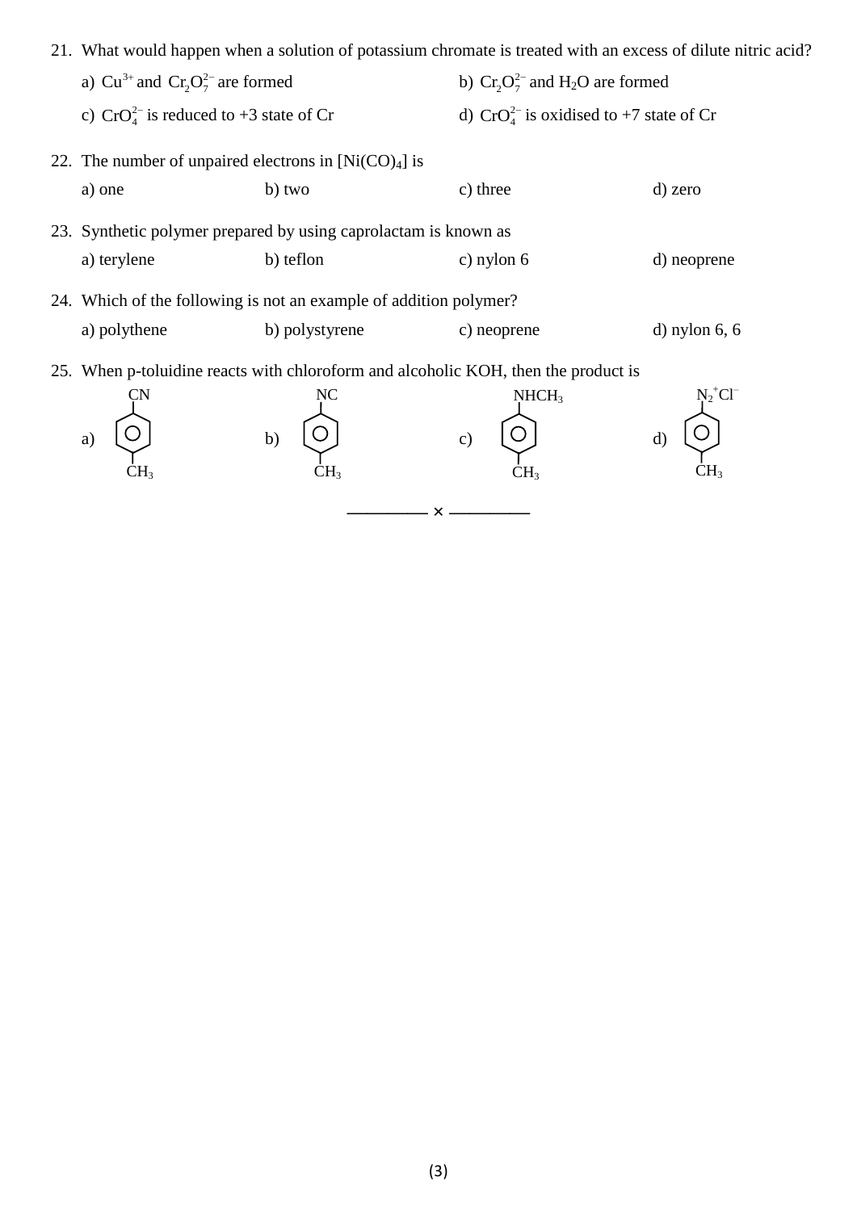21. What would happen when a solution of potassium chromate is treated with an excess of dilute nitric acid?

    a) $Cu^{3+}$ and $Cr_2O_7^{2-}$ are formed
    b) $Cr_2O_7^{2-}$ and $H_2O$ are formed
    c) $CrO_4^{2-}$ is reduced to +3 state of Cr
    d) $CrO_4^{2-}$ is oxidised to +7 state of Cr

22. The number of unpaired electrons in $[Ni(CO)_4]$ is

    a) one
    b) two
    c) three
    d) zero

23. Synthetic polymer prepared by using caprolactam is known as

    a) terylene
    b) teflon
    c) nylon 6
    d) neoprene

24. Which of the following is not an example of addition polymer?

    a) polythene
    b) polystyrene
    c) neoprene
    d) nylon 6, 6

25. When p-toluidine reacts with chloroform and alcoholic KOH, then the product is

    a) CN / benzene ring / $CH_3$
    b) NC / benzene ring / $CH_3$
    c) $NHCH_3$ / benzene ring / $CH_3$
    d) $N_2^+Cl^-$ / benzene ring / $CH_3$

———— × ————